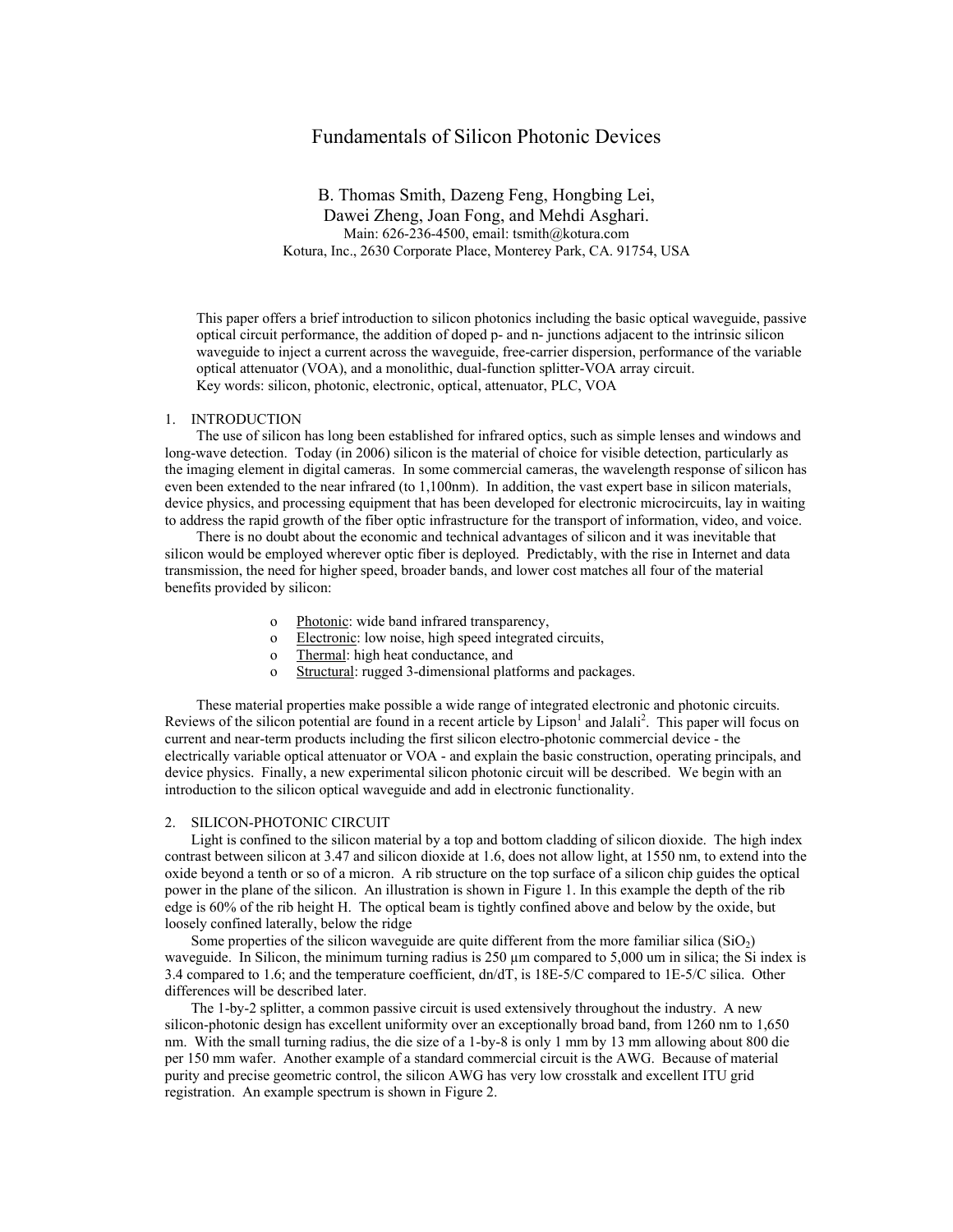# Fundamentals of Silicon Photonic Devices

B. Thomas Smith, Dazeng Feng, Hongbing Lei,
Dawei Zheng, Joan Fong, and Mehdi Asghari.
Main: 626-236-4500, email: tsmith@kotura.com
Kotura, Inc., 2630 Corporate Place, Monterey Park, CA. 91754, USA

This paper offers a brief introduction to silicon photonics including the basic optical waveguide, passive optical circuit performance, the addition of doped p- and n- junctions adjacent to the intrinsic silicon waveguide to inject a current across the waveguide, free-carrier dispersion, performance of the variable optical attenuator (VOA), and a monolithic, dual-function splitter-VOA array circuit.
Key words: silicon, photonic, electronic, optical, attenuator, PLC, VOA

## 1. INTRODUCTION

The use of silicon has long been established for infrared optics, such as simple lenses and windows and long-wave detection. Today (in 2006) silicon is the material of choice for visible detection, particularly as the imaging element in digital cameras. In some commercial cameras, the wavelength response of silicon has even been extended to the near infrared (to 1,100nm). In addition, the vast expert base in silicon materials, device physics, and processing equipment that has been developed for electronic microcircuits, lay in waiting to address the rapid growth of the fiber optic infrastructure for the transport of information, video, and voice.

There is no doubt about the economic and technical advantages of silicon and it was inevitable that silicon would be employed wherever optic fiber is deployed. Predictably, with the rise in Internet and data transmission, the need for higher speed, broader bands, and lower cost matches all four of the material benefits provided by silicon:

- Photonic: wide band infrared transparency,
- Electronic: low noise, high speed integrated circuits,
- Thermal: high heat conductance, and
- Structural: rugged 3-dimensional platforms and packages.

These material properties make possible a wide range of integrated electronic and photonic circuits. Reviews of the silicon potential are found in a recent article by Lipson[1] and Jalali[2]. This paper will focus on current and near-term products including the first silicon electro-photonic commercial device - the electrically variable optical attenuator or VOA - and explain the basic construction, operating principals, and device physics. Finally, a new experimental silicon photonic circuit will be described. We begin with an introduction to the silicon optical waveguide and add in electronic functionality.

## 2. SILICON-PHOTONIC CIRCUIT

Light is confined to the silicon material by a top and bottom cladding of silicon dioxide. The high index contrast between silicon at 3.47 and silicon dioxide at 1.6, does not allow light, at 1550 nm, to extend into the oxide beyond a tenth or so of a micron. A rib structure on the top surface of a silicon chip guides the optical power in the plane of the silicon. An illustration is shown in Figure 1. In this example the depth of the rib edge is 60% of the rib height H. The optical beam is tightly confined above and below by the oxide, but loosely confined laterally, below the ridge

Some properties of the silicon waveguide are quite different from the more familiar silica ($SiO_2$) waveguide. In Silicon, the minimum turning radius is 250 µm compared to 5,000 um in silica; the Si index is 3.4 compared to 1.6; and the temperature coefficient, dn/dT, is 18E-5/C compared to 1E-5/C silica. Other differences will be described later.

The 1-by-2 splitter, a common passive circuit is used extensively throughout the industry. A new silicon-photonic design has excellent uniformity over an exceptionally broad band, from 1260 nm to 1,650 nm. With the small turning radius, the die size of a 1-by-8 is only 1 mm by 13 mm allowing about 800 die per 150 mm wafer. Another example of a standard commercial circuit is the AWG. Because of material purity and precise geometric control, the silicon AWG has very low crosstalk and excellent ITU grid registration. An example spectrum is shown in Figure 2.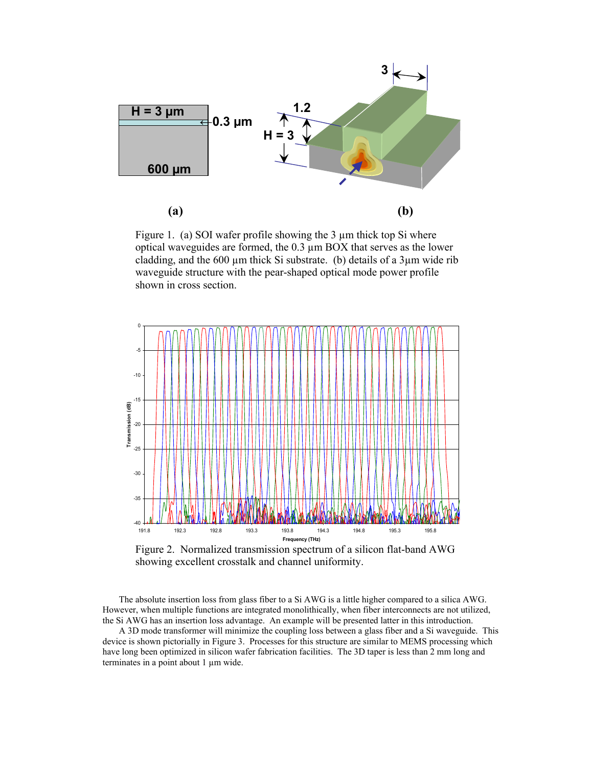Figure 1. (a) SOI wafer profile showing the 3 µm thick top Si where optical waveguides are formed, the 0.3 µm BOX that serves as the lower cladding, and the 600 µm thick Si substrate. (b) details of a 3µm wide rib waveguide structure with the pear-shaped optical mode power profile shown in cross section.

Figure 2. Normalized transmission spectrum of a silicon flat-band AWG showing excellent crosstalk and channel uniformity.

The absolute insertion loss from glass fiber to a Si AWG is a little higher compared to a silica AWG. However, when multiple functions are integrated monolithically, when fiber interconnects are not utilized, the Si AWG has an insertion loss advantage. An example will be presented latter in this introduction.

A 3D mode transformer will minimize the coupling loss between a glass fiber and a Si waveguide. This device is shown pictorially in Figure 3. Processes for this structure are similar to MEMS processing which have long been optimized in silicon wafer fabrication facilities. The 3D taper is less than 2 mm long and terminates in a point about 1 µm wide.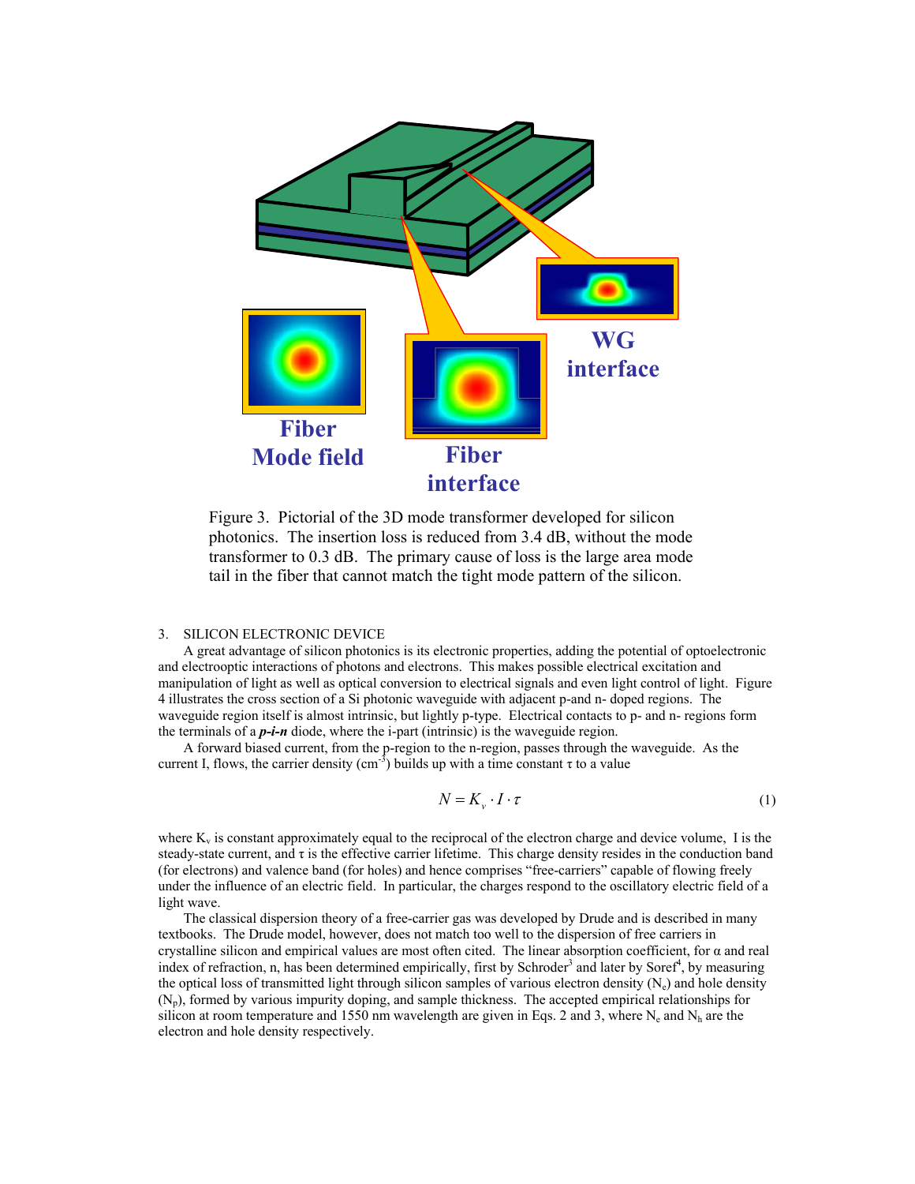Figure 3. Pictorial of the 3D mode transformer developed for silicon photonics. The insertion loss is reduced from 3.4 dB, without the mode transformer to 0.3 dB. The primary cause of loss is the large area mode tail in the fiber that cannot match the tight mode pattern of the silicon.

3. SILICON ELECTRONIC DEVICE

A great advantage of silicon photonics is its electronic properties, adding the potential of optoelectronic and electrooptic interactions of photons and electrons. This makes possible electrical excitation and manipulation of light as well as optical conversion to electrical signals and even light control of light. Figure 4 illustrates the cross section of a Si photonic waveguide with adjacent p-and n- doped regions. The waveguide region itself is almost intrinsic, but lightly p-type. Electrical contacts to p- and n- regions form the terminals of a ***p-i-n*** diode, where the i-part (intrinsic) is the waveguide region.

A forward biased current, from the p-region to the n-region, passes through the waveguide. As the current I, flows, the carrier density ($cm^{-3}$) builds up with a time constant $\tau$ to a value

$$N = K_v \cdot I \cdot \tau \tag{1}$$

where $K_v$ is constant approximately equal to the reciprocal of the electron charge and device volume, I is the steady-state current, and $\tau$ is the effective carrier lifetime. This charge density resides in the conduction band (for electrons) and valence band (for holes) and hence comprises "free-carriers" capable of flowing freely under the influence of an electric field. In particular, the charges respond to the oscillatory electric field of a light wave.

The classical dispersion theory of a free-carrier gas was developed by Drude and is described in many textbooks. The Drude model, however, does not match too well to the dispersion of free carriers in crystalline silicon and empirical values are most often cited. The linear absorption coefficient, for $\alpha$ and real index of refraction, n, has been determined empirically, first by Schroder[3] and later by Soref[4], by measuring the optical loss of transmitted light through silicon samples of various electron density ($N_e$) and hole density ($N_p$), formed by various impurity doping, and sample thickness. The accepted empirical relationships for silicon at room temperature and 1550 nm wavelength are given in Eqs. 2 and 3, where $N_e$ and $N_h$ are the electron and hole density respectively.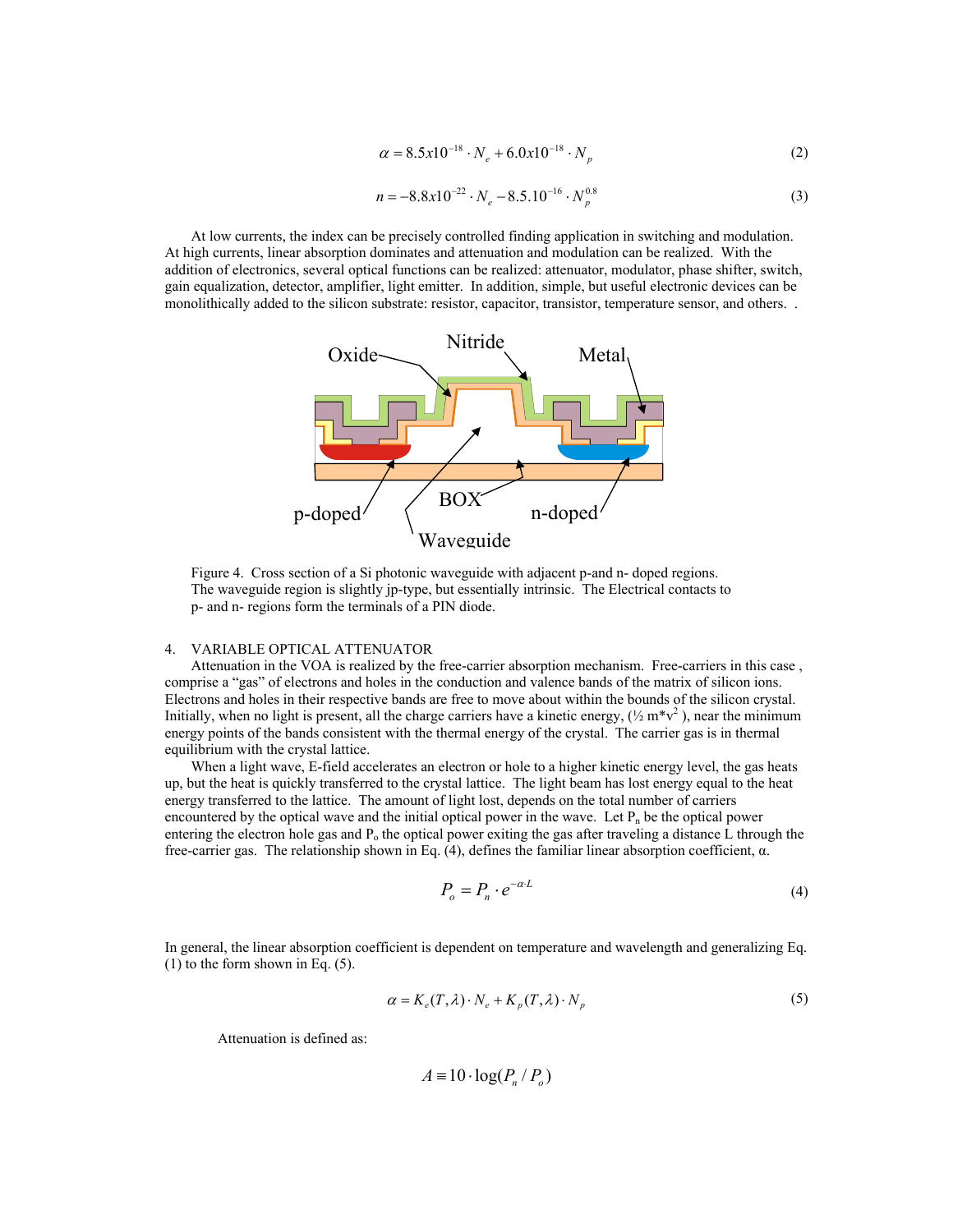$$\alpha = 8.5x10^{-18} \cdot N_e + 6.0x10^{-18} \cdot N_p \tag{2}$$

$$n = -8.8x10^{-22} \cdot N_e - 8.5.10^{-16} \cdot N_p^{0.8} \tag{3}$$

At low currents, the index can be precisely controlled finding application in switching and modulation. At high currents, linear absorption dominates and attenuation and modulation can be realized. With the addition of electronics, several optical functions can be realized: attenuator, modulator, phase shifter, switch, gain equalization, detector, amplifier, light emitter. In addition, simple, but useful electronic devices can be monolithically added to the silicon substrate: resistor, capacitor, transistor, temperature sensor, and others. .

Figure 4. Cross section of a Si photonic waveguide with adjacent p-and n- doped regions. The waveguide region is slightly jp-type, but essentially intrinsic. The Electrical contacts to p- and n- regions form the terminals of a PIN diode.

## 4. VARIABLE OPTICAL ATTENUATOR

Attenuation in the VOA is realized by the free-carrier absorption mechanism. Free-carriers in this case , comprise a "gas" of electrons and holes in the conduction and valence bands of the matrix of silicon ions. Electrons and holes in their respective bands are free to move about within the bounds of the silicon crystal. Initially, when no light is present, all the charge carriers have a kinetic energy, (½ $m^*v^2$ ), near the minimum energy points of the bands consistent with the thermal energy of the crystal. The carrier gas is in thermal equilibrium with the crystal lattice.

When a light wave, E-field accelerates an electron or hole to a higher kinetic energy level, the gas heats up, but the heat is quickly transferred to the crystal lattice. The light beam has lost energy equal to the heat energy transferred to the lattice. The amount of light lost, depends on the total number of carriers encountered by the optical wave and the initial optical power in the wave. Let $P_n$ be the optical power entering the electron hole gas and $P_o$ the optical power exiting the gas after traveling a distance L through the free-carrier gas. The relationship shown in Eq. (4), defines the familiar linear absorption coefficient, α.

$$P_o = P_n \cdot e^{-\alpha \cdot L} \tag{4}$$

In general, the linear absorption coefficient is dependent on temperature and wavelength and generalizing Eq. (1) to the form shown in Eq. (5).

$$\alpha = K_e(T,\lambda) \cdot N_e + K_p(T,\lambda) \cdot N_p \tag{5}$$

Attenuation is defined as:

$$A \equiv 10 \cdot \log(P_n / P_o)$$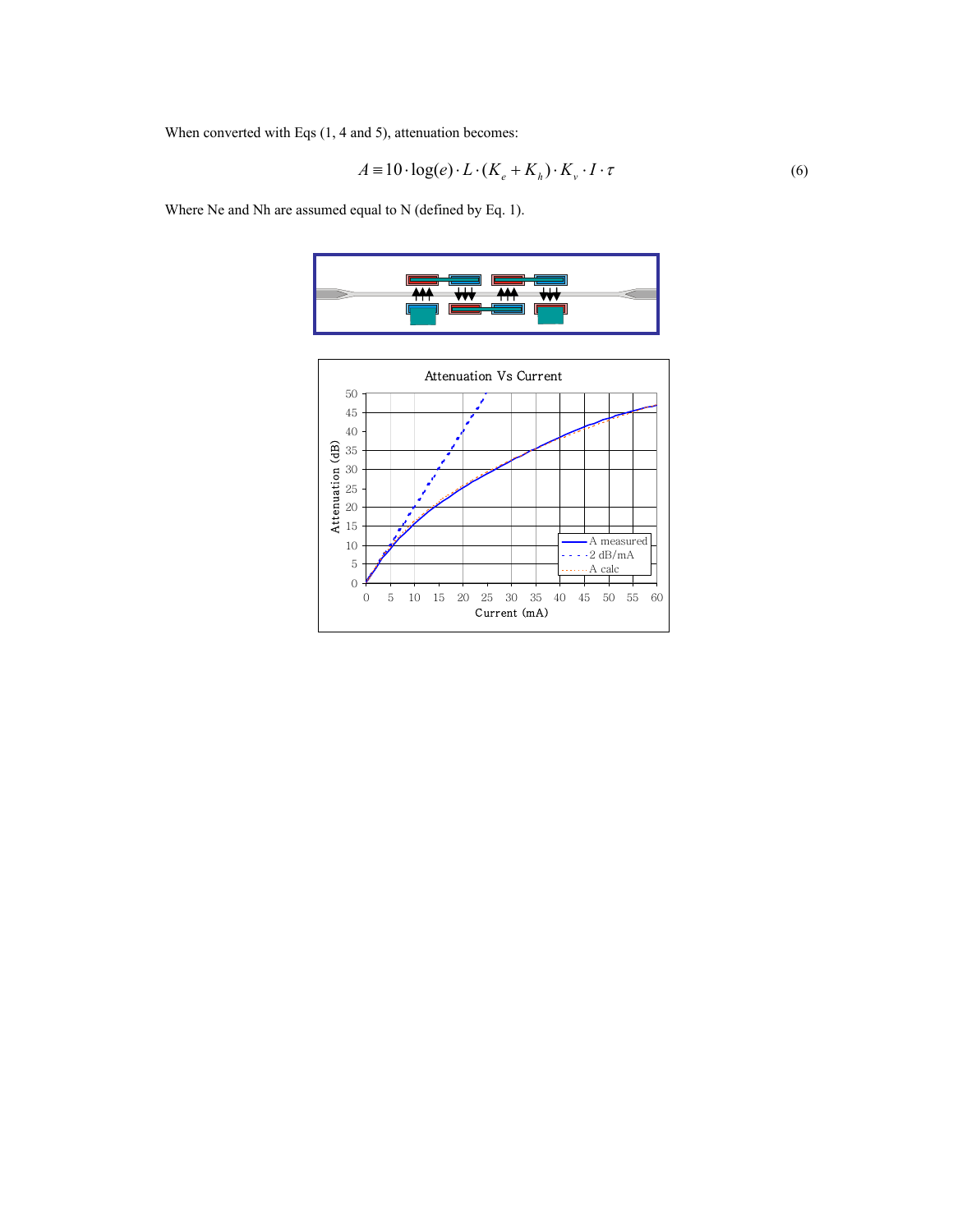When converted with Eqs (1, 4 and 5), attenuation becomes:

$$A \equiv 10 \cdot \log(e) \cdot L \cdot (K_e + K_h) \cdot K_v \cdot I \cdot \tau \tag{6}$$

Where Ne and Nh are assumed equal to N (defined by Eq. 1).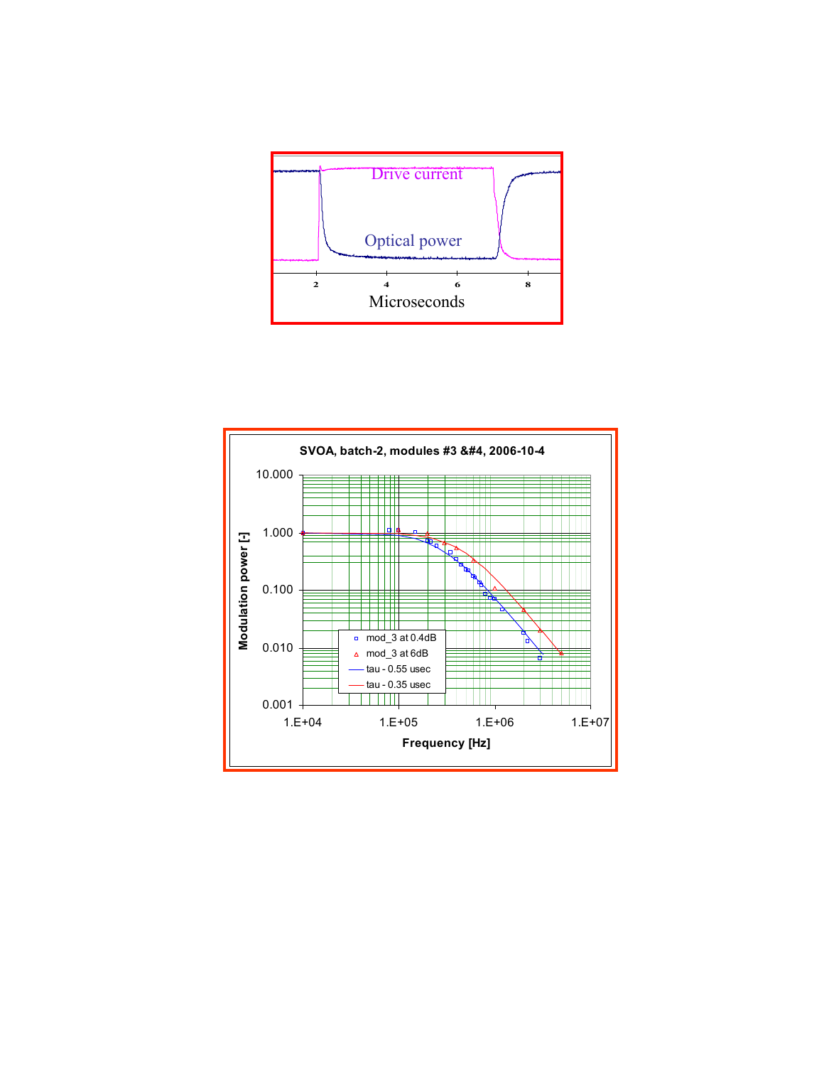Drive current

Optical power

2 4 6 8

Microseconds

**SVOA, batch-2, modules #3 &#4, 2006-10-4**

Modulation power [-]

10.000
1.000
0.100
0.010
0.001

1.E+04 1.E+05 1.E+06 1.E+07

Frequency [Hz]

- mod_3 at 0.4dB
- mod_3 at 6dB
- tau - 0.55 usec
- tau - 0.35 usec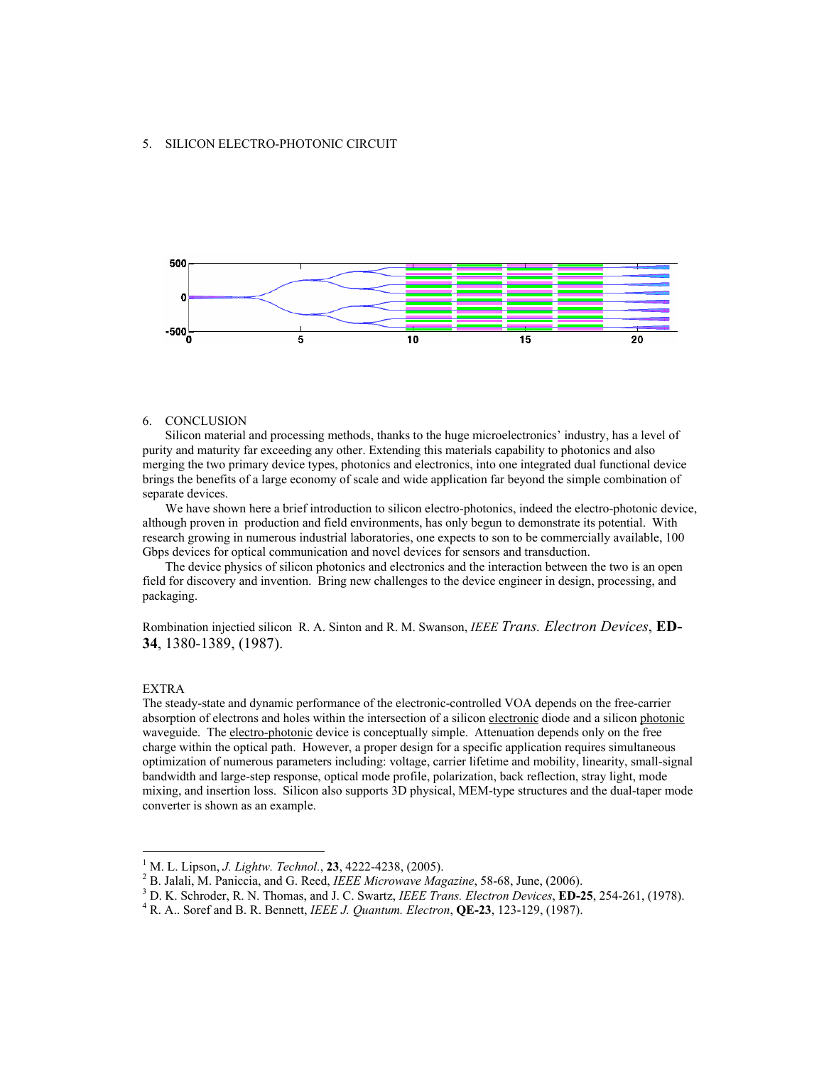5. SILICON ELECTRO-PHOTONIC CIRCUIT

500
0
-500
0
5
10
15
20

6. CONCLUSION

Silicon material and processing methods, thanks to the huge microelectronics' industry, has a level of purity and maturity far exceeding any other. Extending this materials capability to photonics and also merging the two primary device types, photonics and electronics, into one integrated dual functional device brings the benefits of a large economy of scale and wide application far beyond the simple combination of separate devices.

We have shown here a brief introduction to silicon electro-photonics, indeed the electro-photonic device, although proven in production and field environments, has only begun to demonstrate its potential. With research growing in numerous industrial laboratories, one expects to son to be commercially available, 100 Gbps devices for optical communication and novel devices for sensors and transduction.

The device physics of silicon photonics and electronics and the interaction between the two is an open field for discovery and invention. Bring new challenges to the device engineer in design, processing, and packaging.

Rombination injectied silicon R. A. Sinton and R. M. Swanson, *IEEE Trans. Electron Devices*, **ED-34**, 1380-1389, (1987).

EXTRA

The steady-state and dynamic performance of the electronic-controlled VOA depends on the free-carrier absorption of electrons and holes within the intersection of a silicon electronic diode and a silicon photonic waveguide. The electro-photonic device is conceptually simple. Attenuation depends only on the free charge within the optical path. However, a proper design for a specific application requires simultaneous optimization of numerous parameters including: voltage, carrier lifetime and mobility, linearity, small-signal bandwidth and large-step response, optical mode profile, polarization, back reflection, stray light, mode mixing, and insertion loss. Silicon also supports 3D physical, MEM-type structures and the dual-taper mode converter is shown as an example.

---

[1] M. L. Lipson, *J. Lightw. Technol.*, **23**, 4222-4238, (2005).

[2] B. Jalali, M. Paniccia, and G. Reed, *IEEE Microwave Magazine*, 58-68, June, (2006).

[3] D. K. Schroder, R. N. Thomas, and J. C. Swartz, *IEEE Trans. Electron Devices*, **ED-25**, 254-261, (1978).

[4] R. A.. Soref and B. R. Bennett, *IEEE J. Quantum. Electron*, **QE-23**, 123-129, (1987).